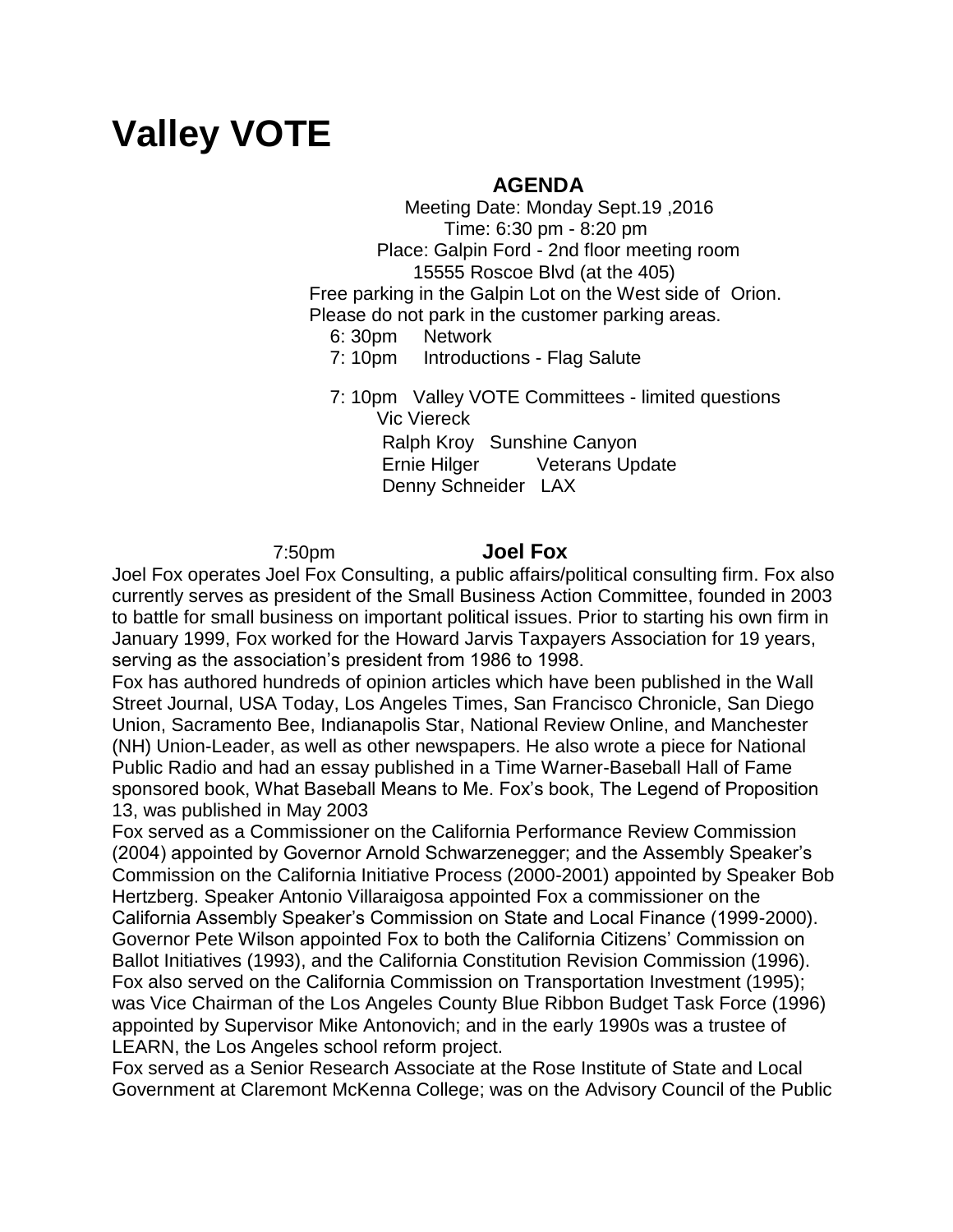# Valley VOTE

## AGENDA

Meeting Date: Monday Sept.19 ,2016
Time: 6:30 pm - 8:20 pm
Place: Galpin Ford - 2nd floor meeting room
15555 Roscoe Blvd (at the 405)
Free parking in the Galpin Lot on the West side of Orion.
Please do not park in the customer parking areas.

6: 30pm Network
7: 10pm Introductions - Flag Salute

7: 10pm Valley VOTE Committees - limited questions
Vic Viereck
Ralph Kroy Sunshine Canyon
Ernie Hilger Veterans Update
Denny Schneider LAX

7:50pm **Joel Fox**

Joel Fox operates Joel Fox Consulting, a public affairs/political consulting firm. Fox also currently serves as president of the Small Business Action Committee, founded in 2003 to battle for small business on important political issues. Prior to starting his own firm in January 1999, Fox worked for the Howard Jarvis Taxpayers Association for 19 years, serving as the association's president from 1986 to 1998.

Fox has authored hundreds of opinion articles which have been published in the Wall Street Journal, USA Today, Los Angeles Times, San Francisco Chronicle, San Diego Union, Sacramento Bee, Indianapolis Star, National Review Online, and Manchester (NH) Union-Leader, as well as other newspapers. He also wrote a piece for National Public Radio and had an essay published in a Time Warner-Baseball Hall of Fame sponsored book, What Baseball Means to Me. Fox's book, The Legend of Proposition 13, was published in May 2003

Fox served as a Commissioner on the California Performance Review Commission (2004) appointed by Governor Arnold Schwarzenegger; and the Assembly Speaker's Commission on the California Initiative Process (2000-2001) appointed by Speaker Bob Hertzberg. Speaker Antonio Villaraigosa appointed Fox a commissioner on the California Assembly Speaker's Commission on State and Local Finance (1999-2000). Governor Pete Wilson appointed Fox to both the California Citizens' Commission on Ballot Initiatives (1993), and the California Constitution Revision Commission (1996). Fox also served on the California Commission on Transportation Investment (1995); was Vice Chairman of the Los Angeles County Blue Ribbon Budget Task Force (1996) appointed by Supervisor Mike Antonovich; and in the early 1990s was a trustee of LEARN, the Los Angeles school reform project.

Fox served as a Senior Research Associate at the Rose Institute of State and Local Government at Claremont McKenna College; was on the Advisory Council of the Public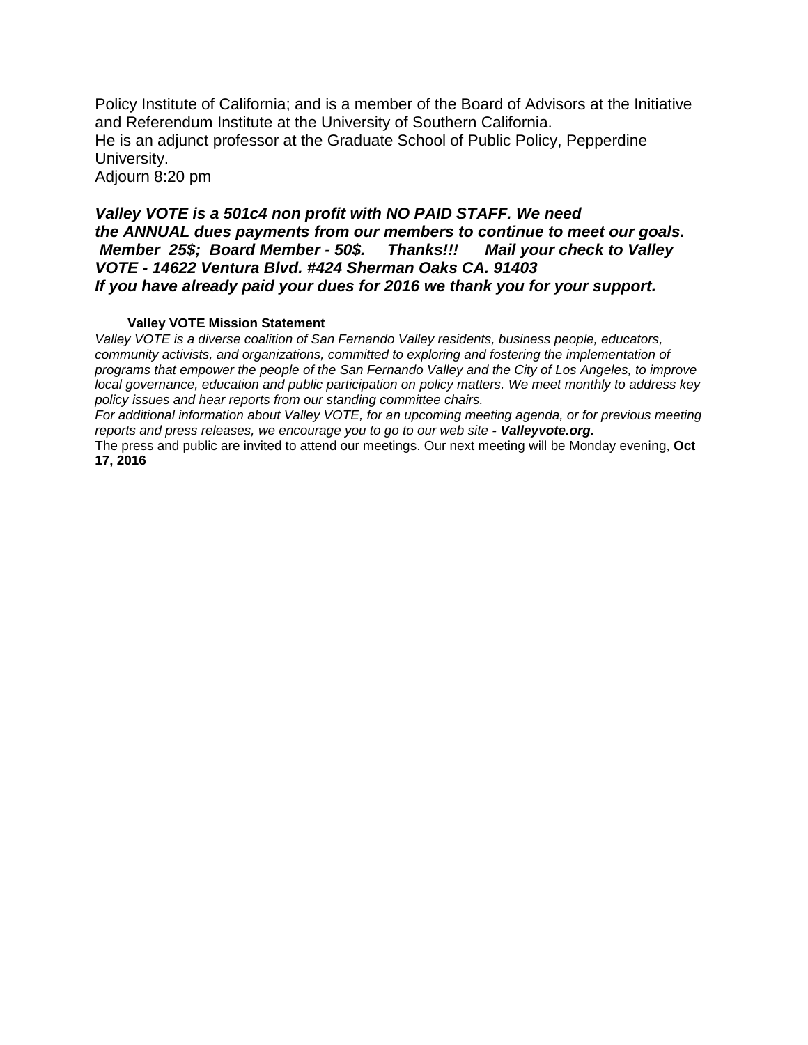Policy Institute of California; and is a member of the Board of Advisors at the Initiative and Referendum Institute at the University of Southern California.
He is an adjunct professor at the Graduate School of Public Policy, Pepperdine University.
Adjourn 8:20 pm

***Valley VOTE is a 501c4 non profit with NO PAID STAFF. We need the ANNUAL dues payments from our members to continue to meet our goals. Member 25$; Board Member - 50$. Thanks!!! Mail your check to Valley VOTE - 14622 Ventura Blvd. #424 Sherman Oaks CA. 91403***
***If you have already paid your dues for 2016 we thank you for your support.***

**Valley VOTE Mission Statement**

*Valley VOTE is a diverse coalition of San Fernando Valley residents, business people, educators, community activists, and organizations, committed to exploring and fostering the implementation of programs that empower the people of the San Fernando Valley and the City of Los Angeles, to improve local governance, education and public participation on policy matters. We meet monthly to address key policy issues and hear reports from our standing committee chairs.*
*For additional information about Valley VOTE, for an upcoming meeting agenda, or for previous meeting reports and press releases, we encourage you to go to our web site* ***- Valleyvote.org.***
The press and public are invited to attend our meetings. Our next meeting will be Monday evening, **Oct 17, 2016**